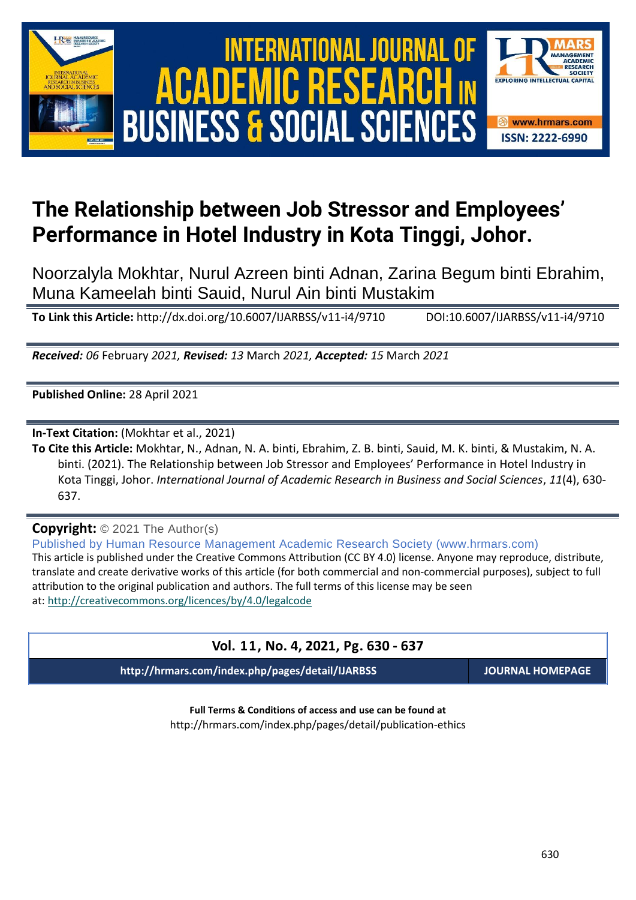# The Relationship between Job Stressor and Employees' Performance in Hotel Industry in Kota Tinggi, Johor.

Noorzalyla Mokhtar, Nurul Azreen binti Adnan, Zarina Begum binti Ebrahim, Muna Kameelah binti Sauid, Nurul Ain binti Mustakim

**To Link this Article:** http://dx.doi.org/10.6007/IJARBSS/v11-i4/9710 DOI:10.6007/IJARBSS/v11-i4/9710

***Received:** 06* February *2021, **Revised:** 13* March *2021, **Accepted:** 15* March *2021*

**Published Online:** 28 April 2021

**In-Text Citation:** (Mokhtar et al., 2021)

**To Cite this Article:** Mokhtar, N., Adnan, N. A. binti, Ebrahim, Z. B. binti, Sauid, M. K. binti, & Mustakim, N. A. binti. (2021). The Relationship between Job Stressor and Employees' Performance in Hotel Industry in Kota Tinggi, Johor. *International Journal of Academic Research in Business and Social Sciences*, *11*(4), 630-637.

**Copyright:** © 2021 The Author(s)

Published by Human Resource Management Academic Research Society (www.hrmars.com)

This article is published under the Creative Commons Attribution (CC BY 4.0) license. Anyone may reproduce, distribute, translate and create derivative works of this article (for both commercial and non-commercial purposes), subject to full attribution to the original publication and authors. The full terms of this license may be seen at: http://creativecommons.org/licences/by/4.0/legalcode

**Vol. 11, No. 4, 2021, Pg. 630 - 637**

**http://hrmars.com/index.php/pages/detail/IJARBSS** **JOURNAL HOMEPAGE**

**Full Terms & Conditions of access and use can be found at**
http://hrmars.com/index.php/pages/detail/publication-ethics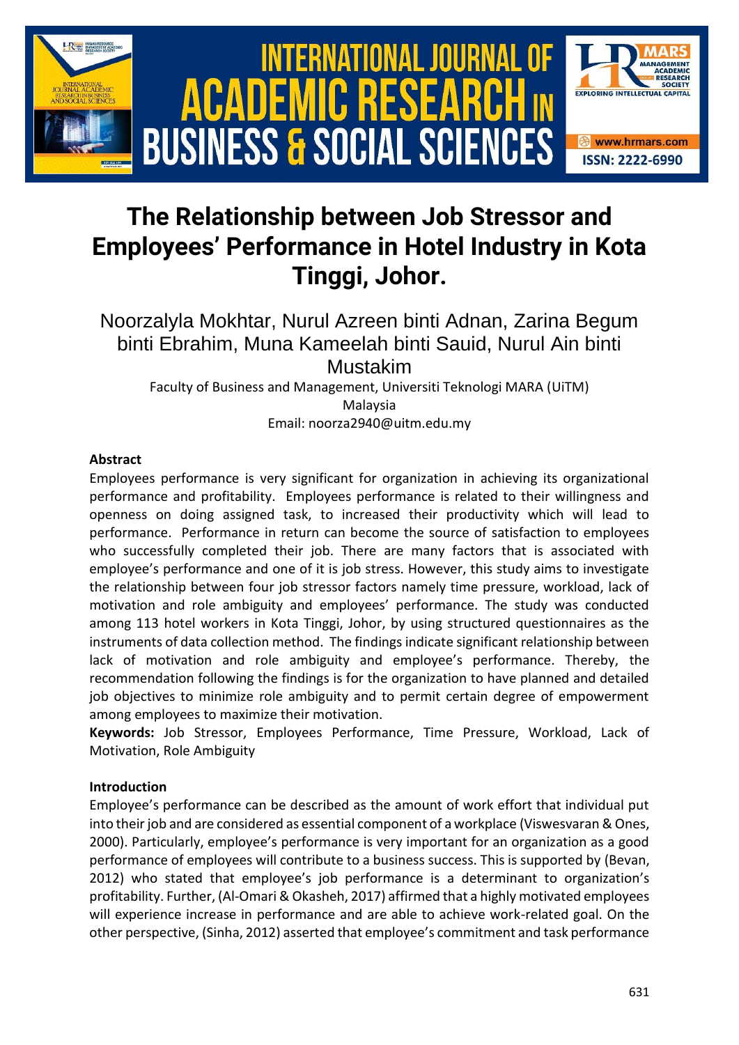# The Relationship between Job Stressor and Employees' Performance in Hotel Industry in Kota Tinggi, Johor.

Noorzalyla Mokhtar, Nurul Azreen binti Adnan, Zarina Begum binti Ebrahim, Muna Kameelah binti Sauid, Nurul Ain binti Mustakim

Faculty of Business and Management, Universiti Teknologi MARA (UiTM) Malaysia
Email: noorza2940@uitm.edu.my

### Abstract

Employees performance is very significant for organization in achieving its organizational performance and profitability. Employees performance is related to their willingness and openness on doing assigned task, to increased their productivity which will lead to performance. Performance in return can become the source of satisfaction to employees who successfully completed their job. There are many factors that is associated with employee's performance and one of it is job stress. However, this study aims to investigate the relationship between four job stressor factors namely time pressure, workload, lack of motivation and role ambiguity and employees' performance. The study was conducted among 113 hotel workers in Kota Tinggi, Johor, by using structured questionnaires as the instruments of data collection method. The findings indicate significant relationship between lack of motivation and role ambiguity and employee's performance. Thereby, the recommendation following the findings is for the organization to have planned and detailed job objectives to minimize role ambiguity and to permit certain degree of empowerment among employees to maximize their motivation.

**Keywords:** Job Stressor, Employees Performance, Time Pressure, Workload, Lack of Motivation, Role Ambiguity

### Introduction

Employee's performance can be described as the amount of work effort that individual put into their job and are considered as essential component of a workplace (Viswesvaran & Ones, 2000). Particularly, employee's performance is very important for an organization as a good performance of employees will contribute to a business success. This is supported by (Bevan, 2012) who stated that employee's job performance is a determinant to organization's profitability. Further, (Al-Omari & Okasheh, 2017) affirmed that a highly motivated employees will experience increase in performance and are able to achieve work-related goal. On the other perspective, (Sinha, 2012) asserted that employee's commitment and task performance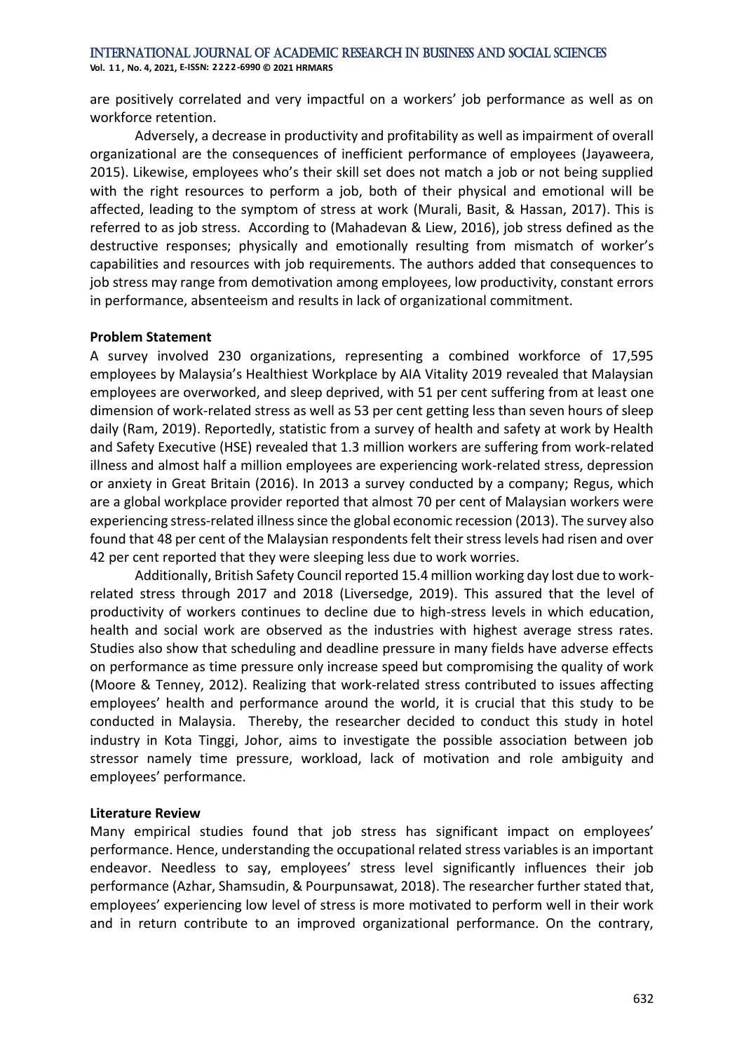are positively correlated and very impactful on a workers' job performance as well as on workforce retention.

Adversely, a decrease in productivity and profitability as well as impairment of overall organizational are the consequences of inefficient performance of employees (Jayaweera, 2015). Likewise, employees who's their skill set does not match a job or not being supplied with the right resources to perform a job, both of their physical and emotional will be affected, leading to the symptom of stress at work (Murali, Basit, & Hassan, 2017). This is referred to as job stress. According to (Mahadevan & Liew, 2016), job stress defined as the destructive responses; physically and emotionally resulting from mismatch of worker's capabilities and resources with job requirements. The authors added that consequences to job stress may range from demotivation among employees, low productivity, constant errors in performance, absenteeism and results in lack of organizational commitment.

### Problem Statement

A survey involved 230 organizations, representing a combined workforce of 17,595 employees by Malaysia's Healthiest Workplace by AIA Vitality 2019 revealed that Malaysian employees are overworked, and sleep deprived, with 51 per cent suffering from at least one dimension of work-related stress as well as 53 per cent getting less than seven hours of sleep daily (Ram, 2019). Reportedly, statistic from a survey of health and safety at work by Health and Safety Executive (HSE) revealed that 1.3 million workers are suffering from work-related illness and almost half a million employees are experiencing work-related stress, depression or anxiety in Great Britain (2016). In 2013 a survey conducted by a company; Regus, which are a global workplace provider reported that almost 70 per cent of Malaysian workers were experiencing stress-related illness since the global economic recession (2013). The survey also found that 48 per cent of the Malaysian respondents felt their stress levels had risen and over 42 per cent reported that they were sleeping less due to work worries.

Additionally, British Safety Council reported 15.4 million working day lost due to work-related stress through 2017 and 2018 (Liversedge, 2019). This assured that the level of productivity of workers continues to decline due to high-stress levels in which education, health and social work are observed as the industries with highest average stress rates. Studies also show that scheduling and deadline pressure in many fields have adverse effects on performance as time pressure only increase speed but compromising the quality of work (Moore & Tenney, 2012). Realizing that work-related stress contributed to issues affecting employees' health and performance around the world, it is crucial that this study to be conducted in Malaysia. Thereby, the researcher decided to conduct this study in hotel industry in Kota Tinggi, Johor, aims to investigate the possible association between job stressor namely time pressure, workload, lack of motivation and role ambiguity and employees' performance.

### Literature Review

Many empirical studies found that job stress has significant impact on employees' performance. Hence, understanding the occupational related stress variables is an important endeavor. Needless to say, employees' stress level significantly influences their job performance (Azhar, Shamsudin, & Pourpunsawat, 2018). The researcher further stated that, employees' experiencing low level of stress is more motivated to perform well in their work and in return contribute to an improved organizational performance. On the contrary,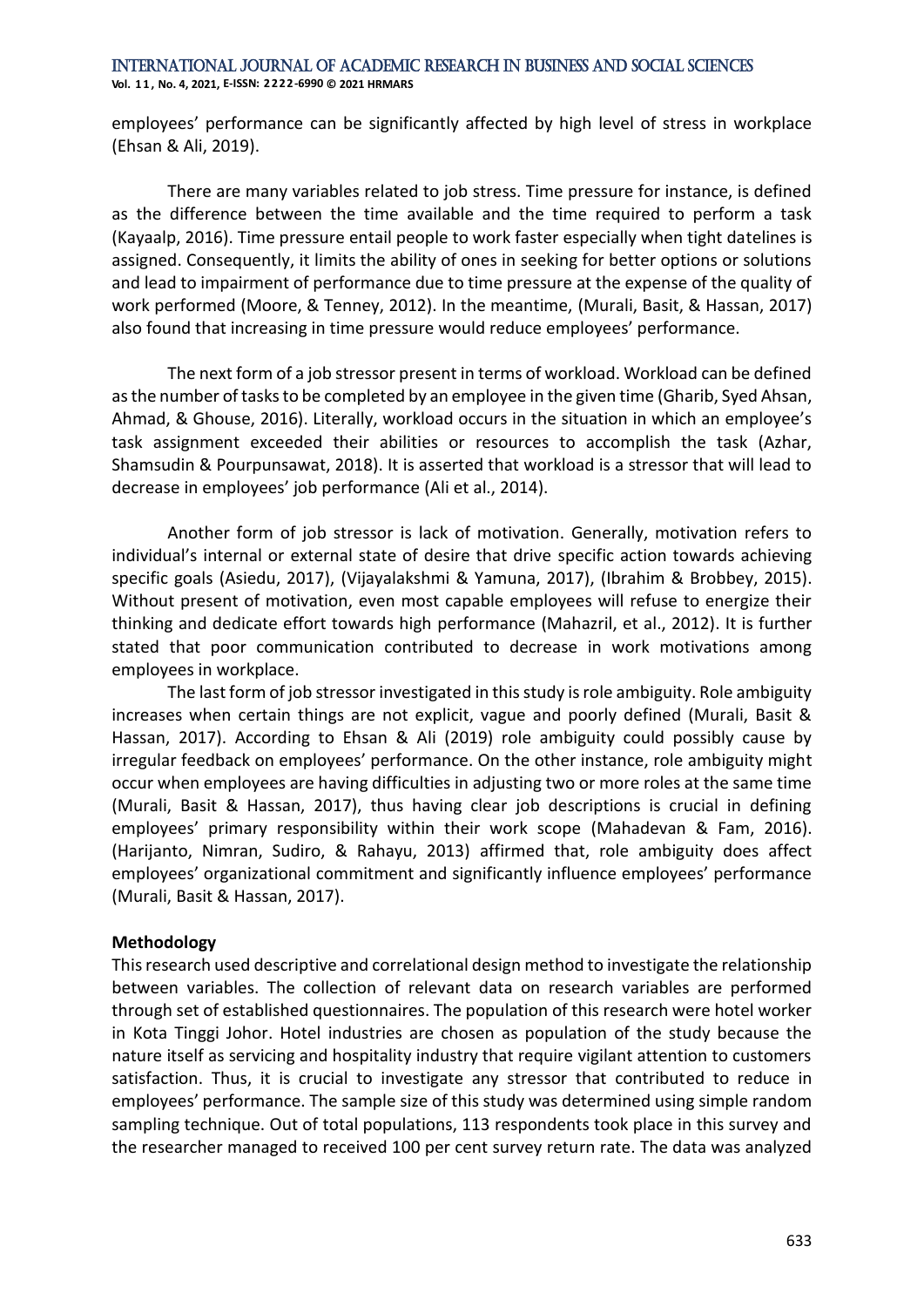employees' performance can be significantly affected by high level of stress in workplace (Ehsan & Ali, 2019).

There are many variables related to job stress. Time pressure for instance, is defined as the difference between the time available and the time required to perform a task (Kayaalp, 2016). Time pressure entail people to work faster especially when tight datelines is assigned. Consequently, it limits the ability of ones in seeking for better options or solutions and lead to impairment of performance due to time pressure at the expense of the quality of work performed (Moore, & Tenney, 2012). In the meantime, (Murali, Basit, & Hassan, 2017) also found that increasing in time pressure would reduce employees' performance.

The next form of a job stressor present in terms of workload. Workload can be defined as the number of tasks to be completed by an employee in the given time (Gharib, Syed Ahsan, Ahmad, & Ghouse, 2016). Literally, workload occurs in the situation in which an employee's task assignment exceeded their abilities or resources to accomplish the task (Azhar, Shamsudin & Pourpunsawat, 2018). It is asserted that workload is a stressor that will lead to decrease in employees' job performance (Ali et al., 2014).

Another form of job stressor is lack of motivation. Generally, motivation refers to individual's internal or external state of desire that drive specific action towards achieving specific goals (Asiedu, 2017), (Vijayalakshmi & Yamuna, 2017), (Ibrahim & Brobbey, 2015). Without present of motivation, even most capable employees will refuse to energize their thinking and dedicate effort towards high performance (Mahazril, et al., 2012). It is further stated that poor communication contributed to decrease in work motivations among employees in workplace.

The last form of job stressor investigated in this study is role ambiguity. Role ambiguity increases when certain things are not explicit, vague and poorly defined (Murali, Basit & Hassan, 2017). According to Ehsan & Ali (2019) role ambiguity could possibly cause by irregular feedback on employees' performance. On the other instance, role ambiguity might occur when employees are having difficulties in adjusting two or more roles at the same time (Murali, Basit & Hassan, 2017), thus having clear job descriptions is crucial in defining employees' primary responsibility within their work scope (Mahadevan & Fam, 2016). (Harijanto, Nimran, Sudiro, & Rahayu, 2013) affirmed that, role ambiguity does affect employees' organizational commitment and significantly influence employees' performance (Murali, Basit & Hassan, 2017).

## Methodology

This research used descriptive and correlational design method to investigate the relationship between variables. The collection of relevant data on research variables are performed through set of established questionnaires. The population of this research were hotel worker in Kota Tinggi Johor. Hotel industries are chosen as population of the study because the nature itself as servicing and hospitality industry that require vigilant attention to customers satisfaction. Thus, it is crucial to investigate any stressor that contributed to reduce in employees' performance. The sample size of this study was determined using simple random sampling technique. Out of total populations, 113 respondents took place in this survey and the researcher managed to received 100 per cent survey return rate. The data was analyzed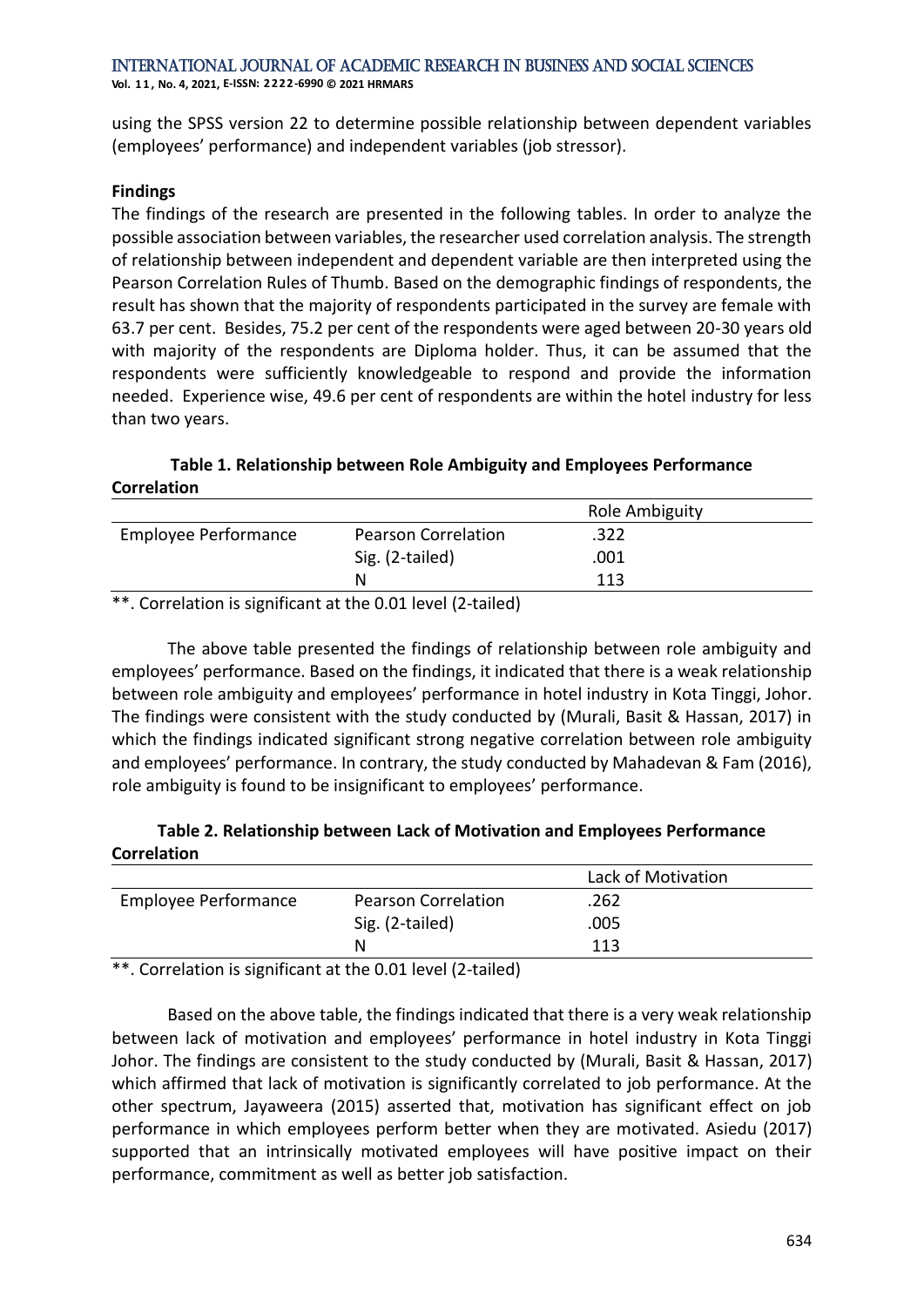using the SPSS version 22 to determine possible relationship between dependent variables (employees' performance) and independent variables (job stressor).

## Findings

The findings of the research are presented in the following tables. In order to analyze the possible association between variables, the researcher used correlation analysis. The strength of relationship between independent and dependent variable are then interpreted using the Pearson Correlation Rules of Thumb. Based on the demographic findings of respondents, the result has shown that the majority of respondents participated in the survey are female with 63.7 per cent. Besides, 75.2 per cent of the respondents were aged between 20-30 years old with majority of the respondents are Diploma holder. Thus, it can be assumed that the respondents were sufficiently knowledgeable to respond and provide the information needed. Experience wise, 49.6 per cent of respondents are within the hotel industry for less than two years.

**Table 1. Relationship between Role Ambiguity and Employees Performance Correlation**

| | | Role Ambiguity |
|---|---|---|
| Employee Performance | Pearson Correlation | .322 |
| | Sig. (2-tailed) | .001 |
| | N | 113 |

**. Correlation is significant at the 0.01 level (2-tailed)

The above table presented the findings of relationship between role ambiguity and employees' performance. Based on the findings, it indicated that there is a weak relationship between role ambiguity and employees' performance in hotel industry in Kota Tinggi, Johor. The findings were consistent with the study conducted by (Murali, Basit & Hassan, 2017) in which the findings indicated significant strong negative correlation between role ambiguity and employees' performance. In contrary, the study conducted by Mahadevan & Fam (2016), role ambiguity is found to be insignificant to employees' performance.

**Table 2. Relationship between Lack of Motivation and Employees Performance Correlation**

| | | Lack of Motivation |
|---|---|---|
| Employee Performance | Pearson Correlation | .262 |
| | Sig. (2-tailed) | .005 |
| | N | 113 |

**. Correlation is significant at the 0.01 level (2-tailed)

Based on the above table, the findings indicated that there is a very weak relationship between lack of motivation and employees' performance in hotel industry in Kota Tinggi Johor. The findings are consistent to the study conducted by (Murali, Basit & Hassan, 2017) which affirmed that lack of motivation is significantly correlated to job performance. At the other spectrum, Jayaweera (2015) asserted that, motivation has significant effect on job performance in which employees perform better when they are motivated. Asiedu (2017) supported that an intrinsically motivated employees will have positive impact on their performance, commitment as well as better job satisfaction.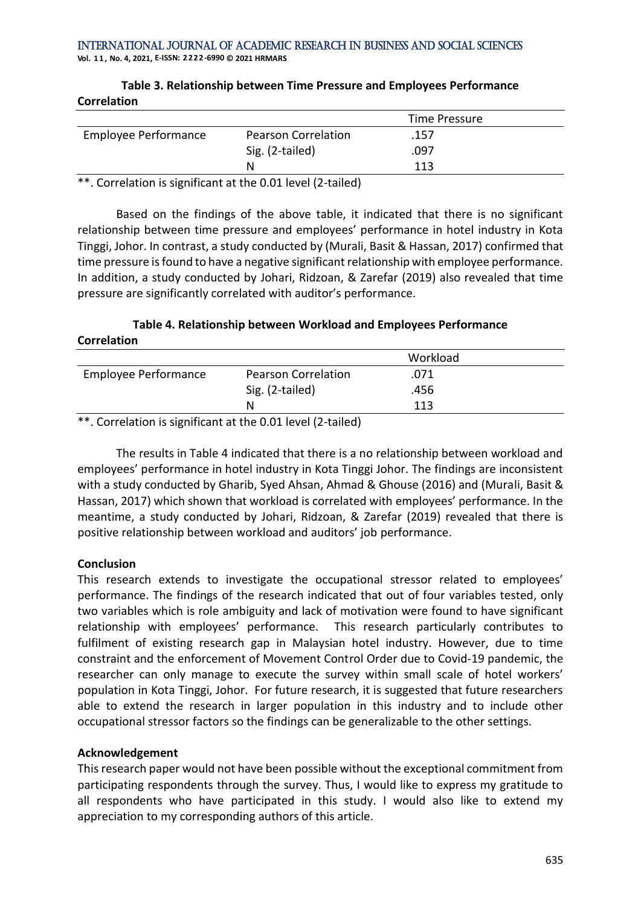**Table 3. Relationship between Time Pressure and Employees Performance**

**Correlation**

| | | Time Pressure |
|---|---|---|
| Employee Performance | Pearson Correlation | .157 |
| | Sig. (2-tailed) | .097 |
| | N | 113 |

**. Correlation is significant at the 0.01 level (2-tailed)

Based on the findings of the above table, it indicated that there is no significant relationship between time pressure and employees' performance in hotel industry in Kota Tinggi, Johor. In contrast, a study conducted by (Murali, Basit & Hassan, 2017) confirmed that time pressure is found to have a negative significant relationship with employee performance. In addition, a study conducted by Johari, Ridzoan, & Zarefar (2019) also revealed that time pressure are significantly correlated with auditor's performance.

**Table 4. Relationship between Workload and Employees Performance**

**Correlation**

| | | Workload |
|---|---|---|
| Employee Performance | Pearson Correlation | .071 |
| | Sig. (2-tailed) | .456 |
| | N | 113 |

**. Correlation is significant at the 0.01 level (2-tailed)

The results in Table 4 indicated that there is a no relationship between workload and employees' performance in hotel industry in Kota Tinggi Johor. The findings are inconsistent with a study conducted by Gharib, Syed Ahsan, Ahmad & Ghouse (2016) and (Murali, Basit & Hassan, 2017) which shown that workload is correlated with employees' performance. In the meantime, a study conducted by Johari, Ridzoan, & Zarefar (2019) revealed that there is positive relationship between workload and auditors' job performance.

## Conclusion

This research extends to investigate the occupational stressor related to employees' performance. The findings of the research indicated that out of four variables tested, only two variables which is role ambiguity and lack of motivation were found to have significant relationship with employees' performance. This research particularly contributes to fulfilment of existing research gap in Malaysian hotel industry. However, due to time constraint and the enforcement of Movement Control Order due to Covid-19 pandemic, the researcher can only manage to execute the survey within small scale of hotel workers' population in Kota Tinggi, Johor. For future research, it is suggested that future researchers able to extend the research in larger population in this industry and to include other occupational stressor factors so the findings can be generalizable to the other settings.

## Acknowledgement

This research paper would not have been possible without the exceptional commitment from participating respondents through the survey. Thus, I would like to express my gratitude to all respondents who have participated in this study. I would also like to extend my appreciation to my corresponding authors of this article.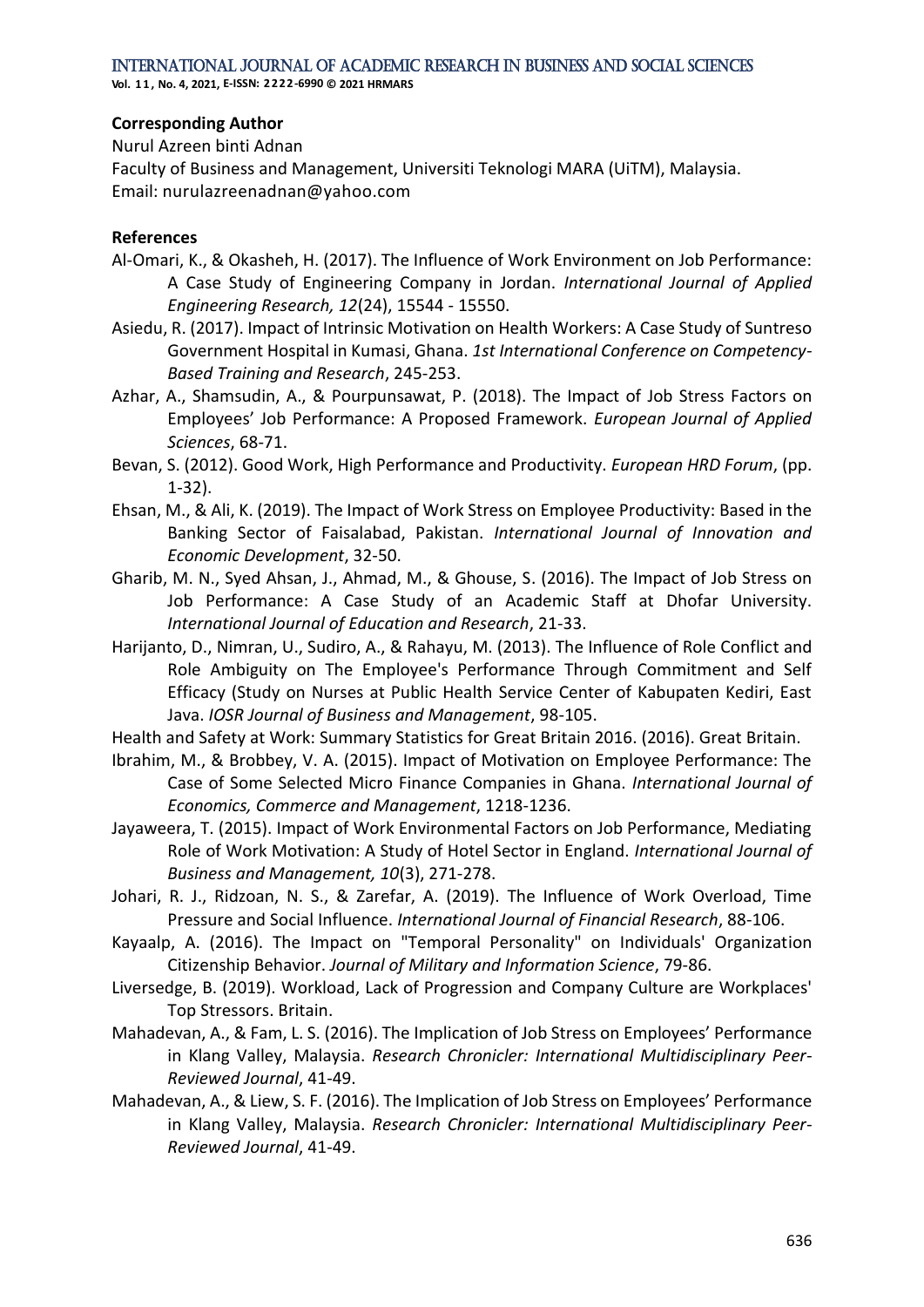**Corresponding Author**

Nurul Azreen binti Adnan
Faculty of Business and Management, Universiti Teknologi MARA (UiTM), Malaysia.
Email: nurulazreenadnan@yahoo.com

**References**

Al-Omari, K., & Okasheh, H. (2017). The Influence of Work Environment on Job Performance: A Case Study of Engineering Company in Jordan. *International Journal of Applied Engineering Research, 12*(24), 15544 - 15550.

Asiedu, R. (2017). Impact of Intrinsic Motivation on Health Workers: A Case Study of Suntreso Government Hospital in Kumasi, Ghana. *1st International Conference on Competency-Based Training and Research*, 245-253.

Azhar, A., Shamsudin, A., & Pourpunsawat, P. (2018). The Impact of Job Stress Factors on Employees' Job Performance: A Proposed Framework. *European Journal of Applied Sciences*, 68-71.

Bevan, S. (2012). Good Work, High Performance and Productivity. *European HRD Forum*, (pp. 1-32).

Ehsan, M., & Ali, K. (2019). The Impact of Work Stress on Employee Productivity: Based in the Banking Sector of Faisalabad, Pakistan. *International Journal of Innovation and Economic Development*, 32-50.

Gharib, M. N., Syed Ahsan, J., Ahmad, M., & Ghouse, S. (2016). The Impact of Job Stress on Job Performance: A Case Study of an Academic Staff at Dhofar University. *International Journal of Education and Research*, 21-33.

Harijanto, D., Nimran, U., Sudiro, A., & Rahayu, M. (2013). The Influence of Role Conflict and Role Ambiguity on The Employee's Performance Through Commitment and Self Efficacy (Study on Nurses at Public Health Service Center of Kabupaten Kediri, East Java. *IOSR Journal of Business and Management*, 98-105.

Health and Safety at Work: Summary Statistics for Great Britain 2016. (2016). Great Britain.

Ibrahim, M., & Brobbey, V. A. (2015). Impact of Motivation on Employee Performance: The Case of Some Selected Micro Finance Companies in Ghana. *International Journal of Economics, Commerce and Management*, 1218-1236.

Jayaweera, T. (2015). Impact of Work Environmental Factors on Job Performance, Mediating Role of Work Motivation: A Study of Hotel Sector in England. *International Journal of Business and Management, 10*(3), 271-278.

Johari, R. J., Ridzoan, N. S., & Zarefar, A. (2019). The Influence of Work Overload, Time Pressure and Social Influence. *International Journal of Financial Research*, 88-106.

Kayaalp, A. (2016). The Impact on "Temporal Personality" on Individuals' Organization Citizenship Behavior. *Journal of Military and Information Science*, 79-86.

Liversedge, B. (2019). Workload, Lack of Progression and Company Culture are Workplaces' Top Stressors. Britain.

Mahadevan, A., & Fam, L. S. (2016). The Implication of Job Stress on Employees' Performance in Klang Valley, Malaysia. *Research Chronicler: International Multidisciplinary Peer-Reviewed Journal*, 41-49.

Mahadevan, A., & Liew, S. F. (2016). The Implication of Job Stress on Employees' Performance in Klang Valley, Malaysia. *Research Chronicler: International Multidisciplinary Peer-Reviewed Journal*, 41-49.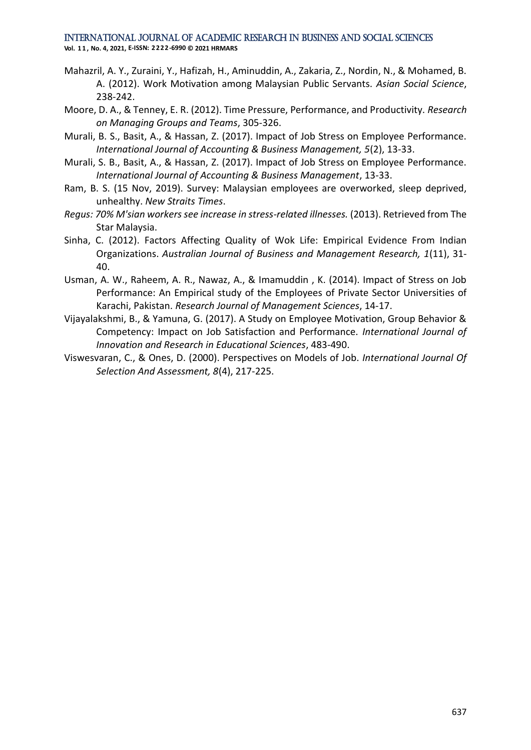Mahazril, A. Y., Zuraini, Y., Hafizah, H., Aminuddin, A., Zakaria, Z., Nordin, N., & Mohamed, B. A. (2012). Work Motivation among Malaysian Public Servants. *Asian Social Science*, 238-242.

Moore, D. A., & Tenney, E. R. (2012). Time Pressure, Performance, and Productivity. *Research on Managing Groups and Teams*, 305-326.

Murali, B. S., Basit, A., & Hassan, Z. (2017). Impact of Job Stress on Employee Performance. *International Journal of Accounting & Business Management, 5*(2), 13-33.

Murali, S. B., Basit, A., & Hassan, Z. (2017). Impact of Job Stress on Employee Performance. *International Journal of Accounting & Business Management*, 13-33.

Ram, B. S. (15 Nov, 2019). Survey: Malaysian employees are overworked, sleep deprived, unhealthy. *New Straits Times*.

*Regus: 70% M'sian workers see increase in stress-related illnesses.* (2013). Retrieved from The Star Malaysia.

Sinha, C. (2012). Factors Affecting Quality of Wok Life: Empirical Evidence From Indian Organizations. *Australian Journal of Business and Management Research, 1*(11), 31-40.

Usman, A. W., Raheem, A. R., Nawaz, A., & Imamuddin , K. (2014). Impact of Stress on Job Performance: An Empirical study of the Employees of Private Sector Universities of Karachi, Pakistan. *Research Journal of Management Sciences*, 14-17.

Vijayalakshmi, B., & Yamuna, G. (2017). A Study on Employee Motivation, Group Behavior & Competency: Impact on Job Satisfaction and Performance. *International Journal of Innovation and Research in Educational Sciences*, 483-490.

Viswesvaran, C., & Ones, D. (2000). Perspectives on Models of Job. *International Journal Of Selection And Assessment, 8*(4), 217-225.